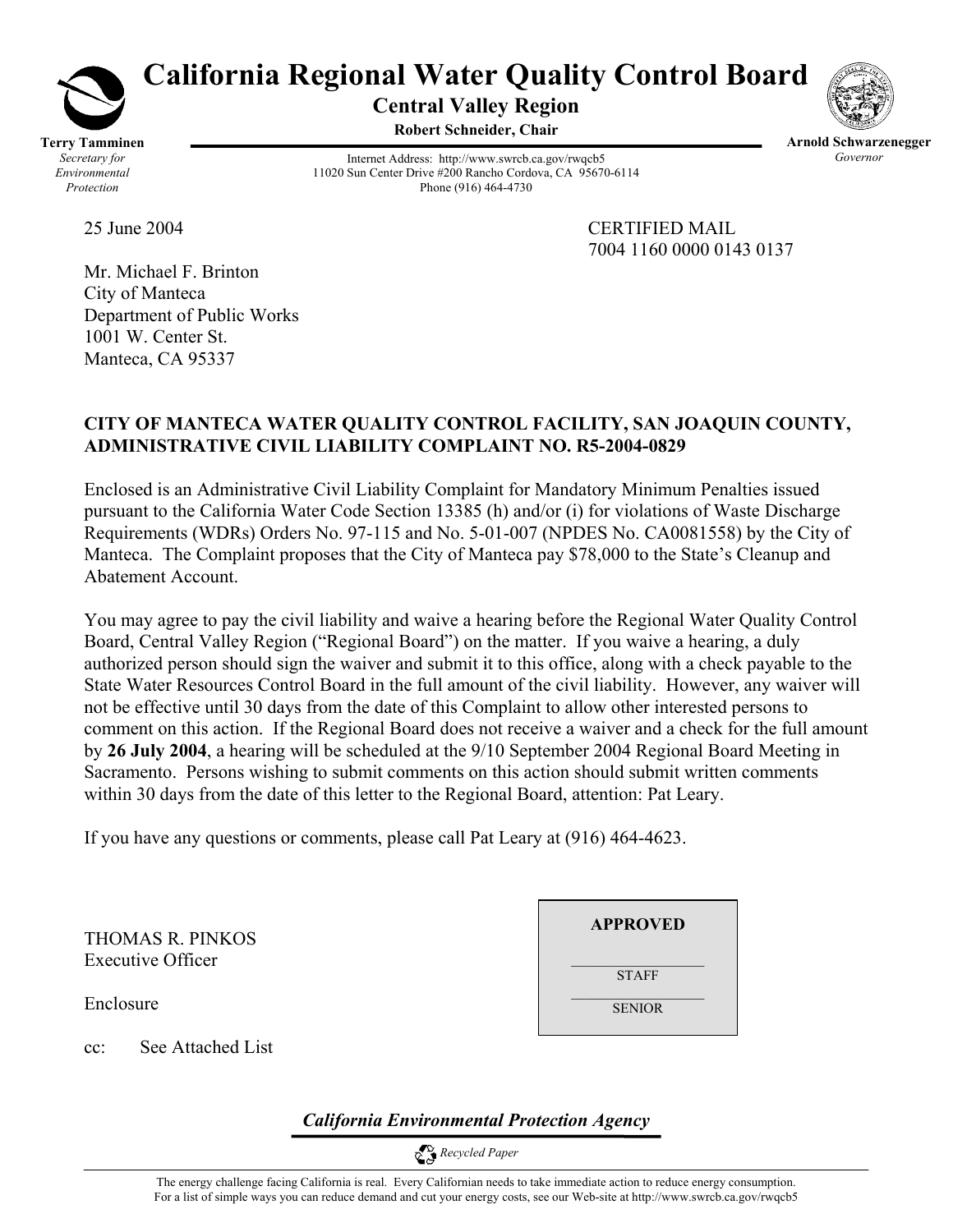# California Regional Water Quality Control Board

**Central Valley Region**

**Robert Schneider, Chair**

**Terry Tamminen**
*Secretary for Environmental Protection*

Internet Address: http://www.swrcb.ca.gov/rwqcb5
11020 Sun Center Drive #200 Rancho Cordova, CA 95670-6114
Phone (916) 464-4730

**Arnold Schwarzenegger**
*Governor*

25 June 2004

CERTIFIED MAIL
7004 1160 0000 0143 0137

Mr. Michael F. Brinton
City of Manteca
Department of Public Works
1001 W. Center St.
Manteca, CA 95337

**CITY OF MANTECA WATER QUALITY CONTROL FACILITY, SAN JOAQUIN COUNTY, ADMINISTRATIVE CIVIL LIABILITY COMPLAINT NO. R5-2004-0829**

Enclosed is an Administrative Civil Liability Complaint for Mandatory Minimum Penalties issued pursuant to the California Water Code Section 13385 (h) and/or (i) for violations of Waste Discharge Requirements (WDRs) Orders No. 97-115 and No. 5-01-007 (NPDES No. CA0081558) by the City of Manteca. The Complaint proposes that the City of Manteca pay $78,000 to the State's Cleanup and Abatement Account.

You may agree to pay the civil liability and waive a hearing before the Regional Water Quality Control Board, Central Valley Region ("Regional Board") on the matter. If you waive a hearing, a duly authorized person should sign the waiver and submit it to this office, along with a check payable to the State Water Resources Control Board in the full amount of the civil liability. However, any waiver will not be effective until 30 days from the date of this Complaint to allow other interested persons to comment on this action. If the Regional Board does not receive a waiver and a check for the full amount by **26 July 2004**, a hearing will be scheduled at the 9/10 September 2004 Regional Board Meeting in Sacramento. Persons wishing to submit comments on this action should submit written comments within 30 days from the date of this letter to the Regional Board, attention: Pat Leary.

If you have any questions or comments, please call Pat Leary at (916) 464-4623.

THOMAS R. PINKOS
Executive Officer

Enclosure

cc: See Attached List

**APPROVED**

STAFF

SENIOR

***California Environmental Protection Agency***

*Recycled Paper*

The energy challenge facing California is real. Every Californian needs to take immediate action to reduce energy consumption. For a list of simple ways you can reduce demand and cut your energy costs, see our Web-site at http://www.swrcb.ca.gov/rwqcb5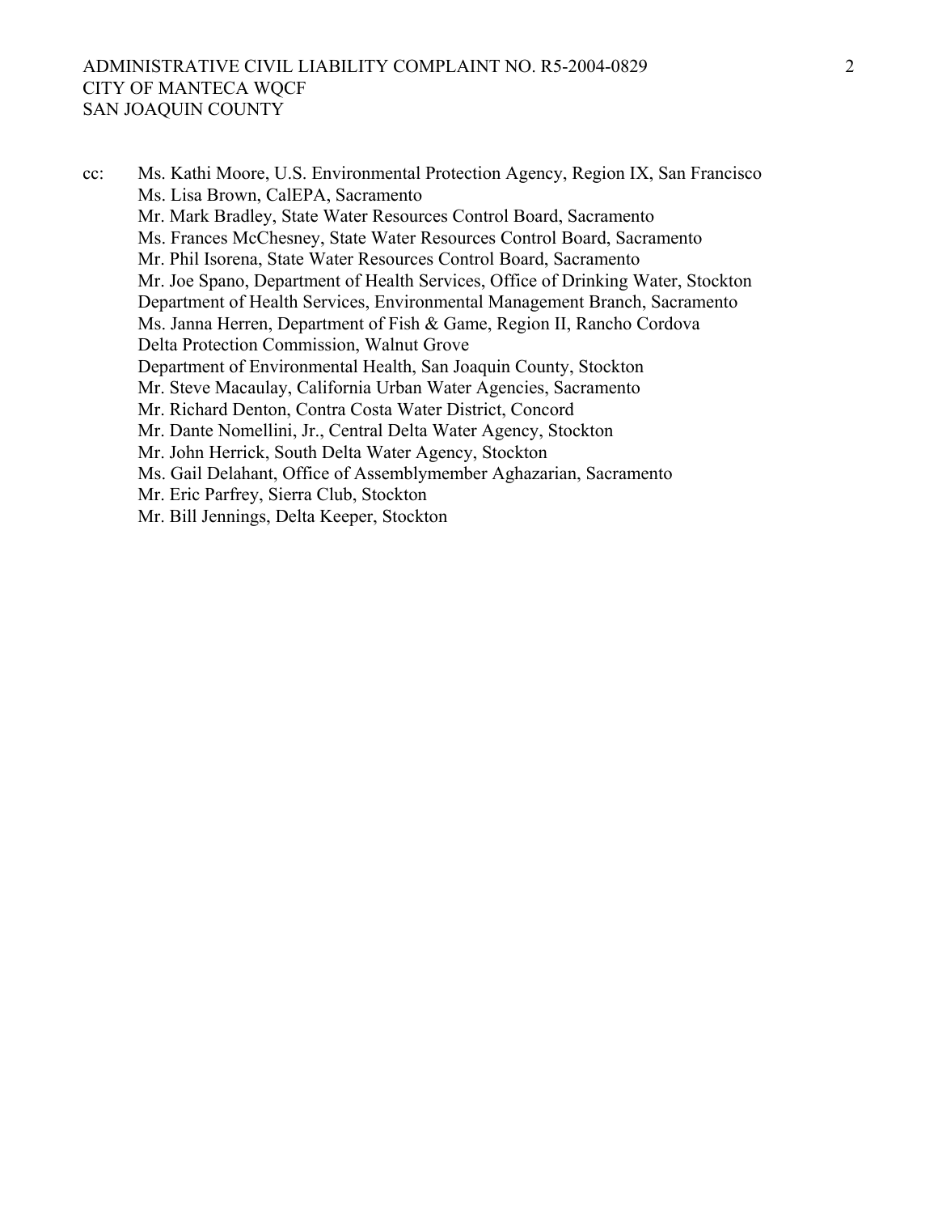cc: Ms. Kathi Moore, U.S. Environmental Protection Agency, Region IX, San Francisco
Ms. Lisa Brown, CalEPA, Sacramento
Mr. Mark Bradley, State Water Resources Control Board, Sacramento
Ms. Frances McChesney, State Water Resources Control Board, Sacramento
Mr. Phil Isorena, State Water Resources Control Board, Sacramento
Mr. Joe Spano, Department of Health Services, Office of Drinking Water, Stockton
Department of Health Services, Environmental Management Branch, Sacramento
Ms. Janna Herren, Department of Fish & Game, Region II, Rancho Cordova
Delta Protection Commission, Walnut Grove
Department of Environmental Health, San Joaquin County, Stockton
Mr. Steve Macaulay, California Urban Water Agencies, Sacramento
Mr. Richard Denton, Contra Costa Water District, Concord
Mr. Dante Nomellini, Jr., Central Delta Water Agency, Stockton
Mr. John Herrick, South Delta Water Agency, Stockton
Ms. Gail Delahant, Office of Assemblymember Aghazarian, Sacramento
Mr. Eric Parfrey, Sierra Club, Stockton
Mr. Bill Jennings, Delta Keeper, Stockton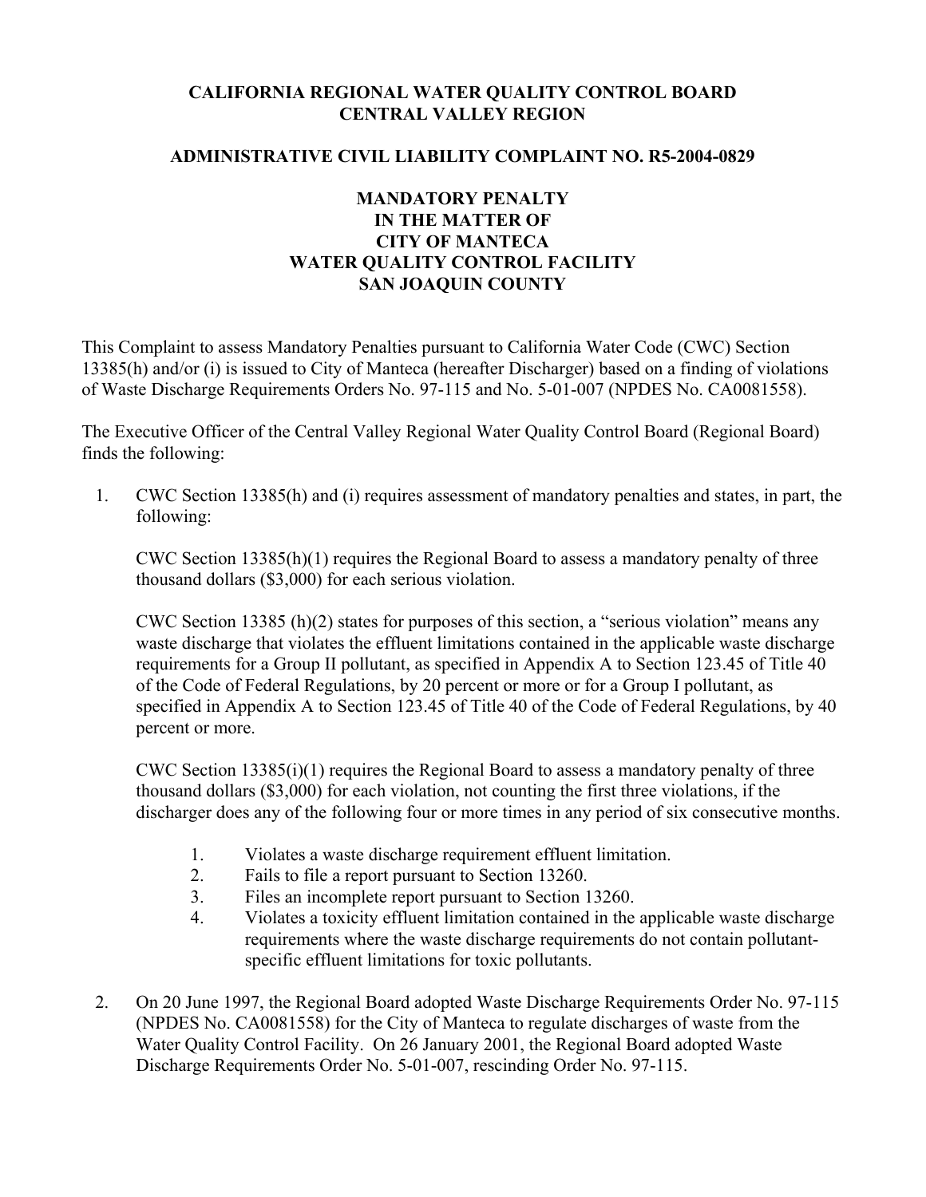**CALIFORNIA REGIONAL WATER QUALITY CONTROL BOARD**
**CENTRAL VALLEY REGION**

**ADMINISTRATIVE CIVIL LIABILITY COMPLAINT NO. R5-2004-0829**

**MANDATORY PENALTY**
**IN THE MATTER OF**
**CITY OF MANTECA**
**WATER QUALITY CONTROL FACILITY**
**SAN JOAQUIN COUNTY**

This Complaint to assess Mandatory Penalties pursuant to California Water Code (CWC) Section 13385(h) and/or (i) is issued to City of Manteca (hereafter Discharger) based on a finding of violations of Waste Discharge Requirements Orders No. 97-115 and No. 5-01-007 (NPDES No. CA0081558).

The Executive Officer of the Central Valley Regional Water Quality Control Board (Regional Board) finds the following:

1. CWC Section 13385(h) and (i) requires assessment of mandatory penalties and states, in part, the following:

   CWC Section 13385(h)(1) requires the Regional Board to assess a mandatory penalty of three thousand dollars ($3,000) for each serious violation.

   CWC Section 13385 (h)(2) states for purposes of this section, a "serious violation" means any waste discharge that violates the effluent limitations contained in the applicable waste discharge requirements for a Group II pollutant, as specified in Appendix A to Section 123.45 of Title 40 of the Code of Federal Regulations, by 20 percent or more or for a Group I pollutant, as specified in Appendix A to Section 123.45 of Title 40 of the Code of Federal Regulations, by 40 percent or more.

   CWC Section 13385(i)(1) requires the Regional Board to assess a mandatory penalty of three thousand dollars ($3,000) for each violation, not counting the first three violations, if the discharger does any of the following four or more times in any period of six consecutive months.

   1. Violates a waste discharge requirement effluent limitation.
   2. Fails to file a report pursuant to Section 13260.
   3. Files an incomplete report pursuant to Section 13260.
   4. Violates a toxicity effluent limitation contained in the applicable waste discharge requirements where the waste discharge requirements do not contain pollutant-specific effluent limitations for toxic pollutants.

2. On 20 June 1997, the Regional Board adopted Waste Discharge Requirements Order No. 97-115 (NPDES No. CA0081558) for the City of Manteca to regulate discharges of waste from the Water Quality Control Facility. On 26 January 2001, the Regional Board adopted Waste Discharge Requirements Order No. 5-01-007, rescinding Order No. 97-115.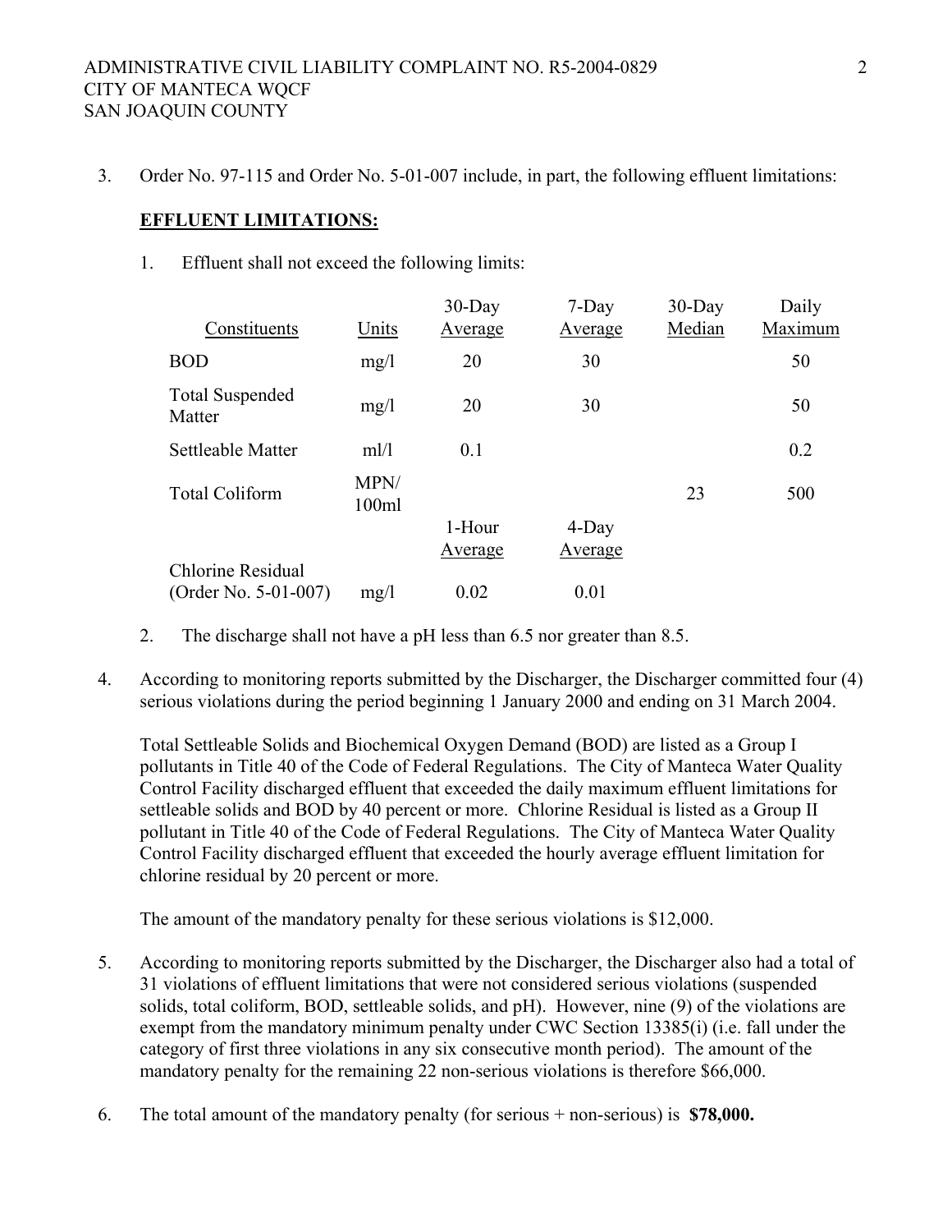3. Order No. 97-115 and Order No. 5-01-007 include, in part, the following effluent limitations:

**EFFLUENT LIMITATIONS:**

1. Effluent shall not exceed the following limits:

| Constituents | Units | 30-Day Average | 7-Day Average | 30-Day Median | Daily Maximum |
|---|---|---|---|---|---|
| BOD | mg/l | 20 | 30 | | 50 |
| Total Suspended Matter | mg/l | 20 | 30 | | 50 |
| Settleable Matter | ml/l | 0.1 | | | 0.2 |
| Total Coliform | MPN/ 100ml | | | 23 | 500 |
| | | 1-Hour Average | 4-Day Average | | |
| Chlorine Residual (Order No. 5-01-007) | mg/l | 0.02 | 0.01 | | |

2. The discharge shall not have a pH less than 6.5 nor greater than 8.5.

4. According to monitoring reports submitted by the Discharger, the Discharger committed four (4) serious violations during the period beginning 1 January 2000 and ending on 31 March 2004.

   Total Settleable Solids and Biochemical Oxygen Demand (BOD) are listed as a Group I pollutants in Title 40 of the Code of Federal Regulations. The City of Manteca Water Quality Control Facility discharged effluent that exceeded the daily maximum effluent limitations for settleable solids and BOD by 40 percent or more. Chlorine Residual is listed as a Group II pollutant in Title 40 of the Code of Federal Regulations. The City of Manteca Water Quality Control Facility discharged effluent that exceeded the hourly average effluent limitation for chlorine residual by 20 percent or more.

   The amount of the mandatory penalty for these serious violations is $12,000.

5. According to monitoring reports submitted by the Discharger, the Discharger also had a total of 31 violations of effluent limitations that were not considered serious violations (suspended solids, total coliform, BOD, settleable solids, and pH). However, nine (9) of the violations are exempt from the mandatory minimum penalty under CWC Section 13385(i) (i.e. fall under the category of first three violations in any six consecutive month period). The amount of the mandatory penalty for the remaining 22 non-serious violations is therefore $66,000.

6. The total amount of the mandatory penalty (for serious + non-serious) is **$78,000.**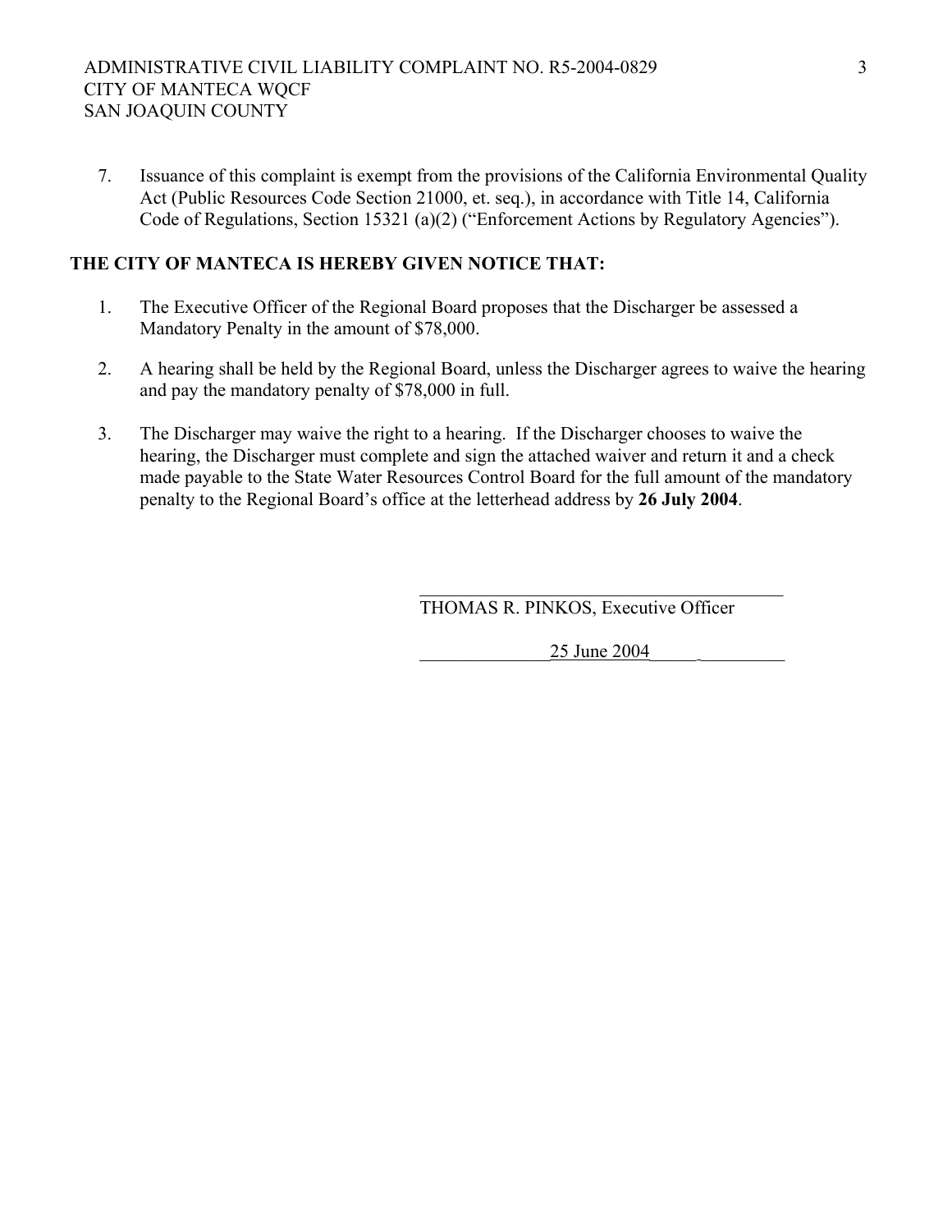7. Issuance of this complaint is exempt from the provisions of the California Environmental Quality Act (Public Resources Code Section 21000, et. seq.), in accordance with Title 14, California Code of Regulations, Section 15321 (a)(2) ("Enforcement Actions by Regulatory Agencies").

**THE CITY OF MANTECA IS HEREBY GIVEN NOTICE THAT:**

1. The Executive Officer of the Regional Board proposes that the Discharger be assessed a Mandatory Penalty in the amount of $78,000.

2. A hearing shall be held by the Regional Board, unless the Discharger agrees to waive the hearing and pay the mandatory penalty of $78,000 in full.

3. The Discharger may waive the right to a hearing. If the Discharger chooses to waive the hearing, the Discharger must complete and sign the attached waiver and return it and a check made payable to the State Water Resources Control Board for the full amount of the mandatory penalty to the Regional Board's office at the letterhead address by **26 July 2004**.

THOMAS R. PINKOS, Executive Officer

25 June 2004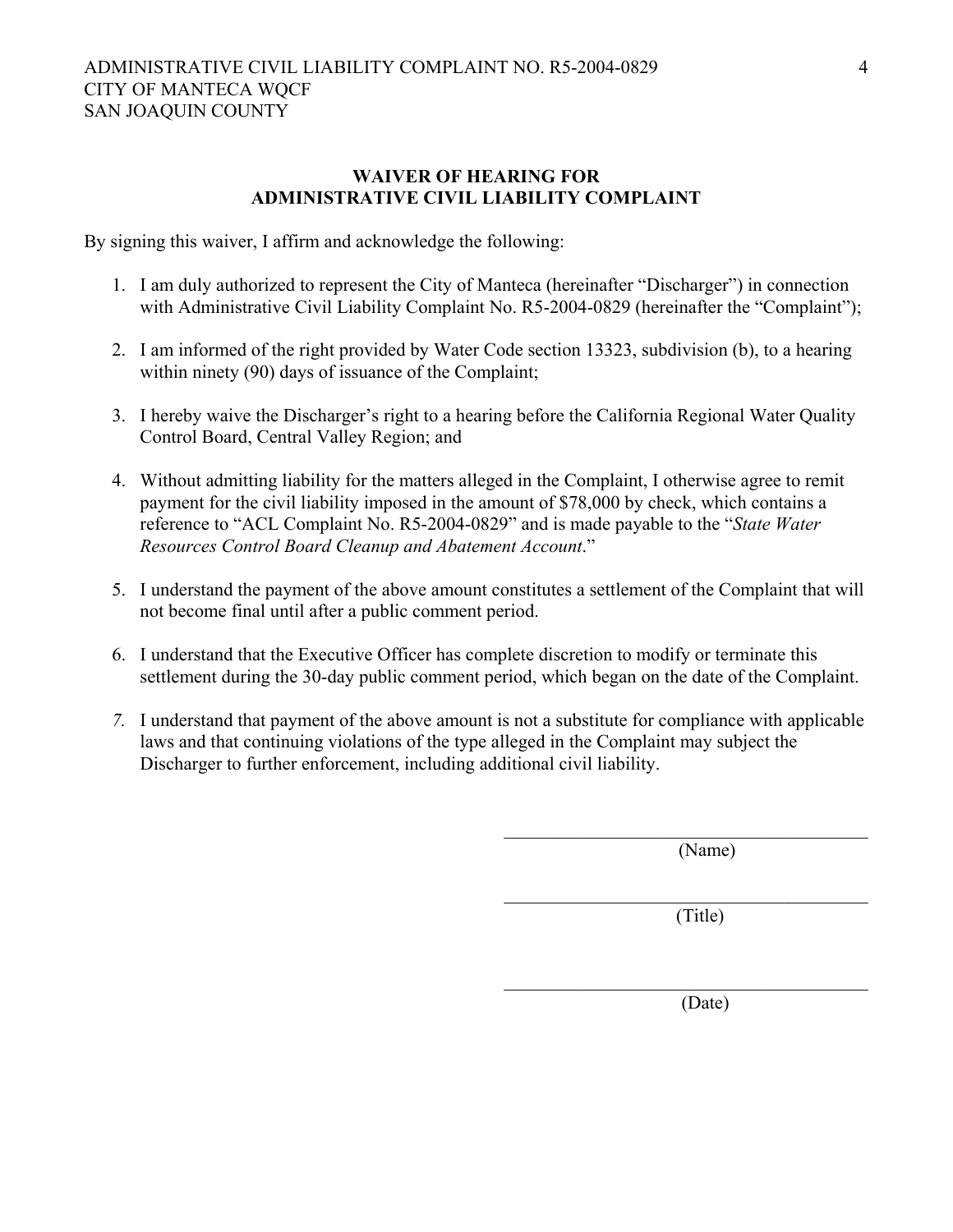## WAIVER OF HEARING FOR ADMINISTRATIVE CIVIL LIABILITY COMPLAINT

By signing this waiver, I affirm and acknowledge the following:

1. I am duly authorized to represent the City of Manteca (hereinafter "Discharger") in connection with Administrative Civil Liability Complaint No. R5-2004-0829 (hereinafter the "Complaint");

2. I am informed of the right provided by Water Code section 13323, subdivision (b), to a hearing within ninety (90) days of issuance of the Complaint;

3. I hereby waive the Discharger's right to a hearing before the California Regional Water Quality Control Board, Central Valley Region; and

4. Without admitting liability for the matters alleged in the Complaint, I otherwise agree to remit payment for the civil liability imposed in the amount of $78,000 by check, which contains a reference to "ACL Complaint No. R5-2004-0829" and is made payable to the "*State Water Resources Control Board Cleanup and Abatement Account*."

5. I understand the payment of the above amount constitutes a settlement of the Complaint that will not become final until after a public comment period.

6. I understand that the Executive Officer has complete discretion to modify or terminate this settlement during the 30-day public comment period, which began on the date of the Complaint.

7. I understand that payment of the above amount is not a substitute for compliance with applicable laws and that continuing violations of the type alleged in the Complaint may subject the Discharger to further enforcement, including additional civil liability.

\_\_\_\_\_\_\_\_\_\_\_\_\_\_\_\_\_\_\_\_\_\_\_\_\_\_\_\_\_\_\_\_\_\_\_\_\_\_\_\_
(Name)

\_\_\_\_\_\_\_\_\_\_\_\_\_\_\_\_\_\_\_\_\_\_\_\_\_\_\_\_\_\_\_\_\_\_\_\_\_\_\_\_
(Title)

\_\_\_\_\_\_\_\_\_\_\_\_\_\_\_\_\_\_\_\_\_\_\_\_\_\_\_\_\_\_\_\_\_\_\_\_\_\_\_\_
(Date)